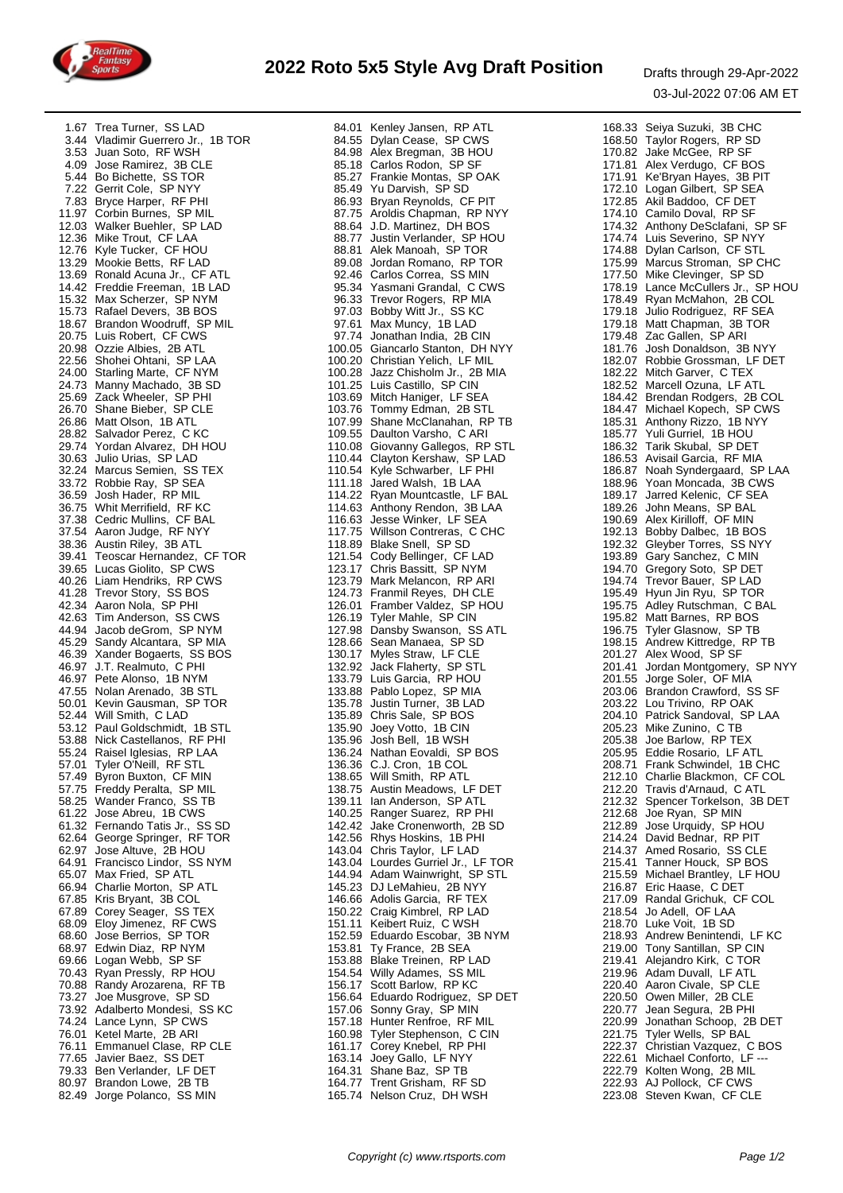# 2022 Roto 5x5 Style Avg Draft Position

Drafts through 29-Apr-2022

03-Jul-2022 07:06 AM ET

1.67 Trea Turner, SS LAD
3.44 Vladimir Guerrero Jr., 1B TOR
3.53 Juan Soto, RF WSH
4.09 Jose Ramirez, 3B CLE
5.44 Bo Bichette, SS TOR
7.22 Gerrit Cole, SP NYY
7.83 Bryce Harper, RF PHI
11.97 Corbin Burnes, SP MIL
12.03 Walker Buehler, SP LAD
12.36 Mike Trout, CF LAA
12.76 Kyle Tucker, CF HOU
13.29 Mookie Betts, RF LAD
13.69 Ronald Acuna Jr., CF ATL
14.42 Freddie Freeman, 1B LAD
15.32 Max Scherzer, SP NYM
15.73 Rafael Devers, 3B BOS
18.67 Brandon Woodruff, SP MIL
20.75 Luis Robert, CF CWS
20.98 Ozzie Albies, 2B ATL
22.56 Shohei Ohtani, SP LAA
24.00 Starling Marte, CF NYM
24.73 Manny Machado, 3B SD
25.69 Zack Wheeler, SP PHI
26.70 Shane Bieber, SP CLE
26.86 Matt Olson, 1B ATL
28.82 Salvador Perez, C KC
29.74 Yordan Alvarez, DH HOU
30.63 Julio Urias, SP LAD
32.24 Marcus Semien, SS TEX
33.72 Robbie Ray, SP SEA
36.59 Josh Hader, RP MIL
36.75 Whit Merrifield, RF KC
37.38 Cedric Mullins, CF BAL
37.54 Aaron Judge, RF NYY
38.36 Austin Riley, 3B ATL
39.41 Teoscar Hernandez, CF TOR
39.65 Lucas Giolito, SP CWS
40.26 Liam Hendriks, RP CWS
41.28 Trevor Story, SS BOS
42.34 Aaron Nola, SP PHI
42.63 Tim Anderson, SS CWS
44.94 Jacob deGrom, SP NYM
45.29 Sandy Alcantara, SP MIA
46.39 Xander Bogaerts, SS BOS
46.97 J.T. Realmuto, C PHI
46.97 Pete Alonso, 1B NYM
47.55 Nolan Arenado, 3B STL
50.01 Kevin Gausman, SP TOR
52.44 Will Smith, C LAD
53.12 Paul Goldschmidt, 1B STL
53.88 Nick Castellanos, RF PHI
55.24 Raisel Iglesias, RP LAA
57.01 Tyler O'Neill, RF STL
57.49 Byron Buxton, CF MIN
57.75 Freddy Peralta, SP MIL
58.25 Wander Franco, SS TB
61.22 Jose Abreu, 1B CWS
61.32 Fernando Tatis Jr., SS SD
62.64 George Springer, RF TOR
62.97 Jose Altuve, 2B HOU
64.91 Francisco Lindor, SS NYM
65.07 Max Fried, SP ATL
66.94 Charlie Morton, SP ATL
67.85 Kris Bryant, 3B COL
67.89 Corey Seager, SS TEX
68.09 Eloy Jimenez, RF CWS
68.60 Jose Berrios, SP TOR
68.97 Edwin Diaz, RP NYM
69.66 Logan Webb, SP SF
70.43 Ryan Pressly, RP HOU
70.88 Randy Arozarena, RF TB
73.27 Joe Musgrove, SP SD
73.92 Adalberto Mondesi, SS KC
74.24 Lance Lynn, SP CWS
76.01 Ketel Marte, 2B ARI
76.11 Emmanuel Clase, RP CLE
77.65 Javier Baez, SS DET
79.33 Ben Verlander, LF DET
80.97 Brandon Lowe, 2B TB
82.49 Jorge Polanco, SS MIN
84.01 Kenley Jansen, RP ATL
84.55 Dylan Cease, SP CWS
84.98 Alex Bregman, 3B HOU
85.18 Carlos Rodon, SP SF
85.27 Frankie Montas, SP OAK
85.49 Yu Darvish, SP SD
86.93 Bryan Reynolds, CF PIT
87.75 Aroldis Chapman, RP NYY
88.64 J.D. Martinez, DH BOS
88.77 Justin Verlander, SP HOU
88.81 Alek Manoah, SP TOR
89.08 Jordan Romano, RP TOR
92.46 Carlos Correa, SS MIN
95.34 Yasmani Grandal, C CWS
96.33 Trevor Rogers, RP MIA
97.03 Bobby Witt Jr., SS KC
97.61 Max Muncy, 1B LAD
97.74 Jonathan India, 2B CIN
100.05 Giancarlo Stanton, DH NYY
100.20 Christian Yelich, LF MIL
100.28 Jazz Chisholm Jr., 2B MIA
101.25 Luis Castillo, SP CIN
103.69 Mitch Haniger, LF SEA
103.76 Tommy Edman, 2B STL
107.99 Shane McClanahan, RP TB
109.55 Daulton Varsho, C ARI
110.08 Giovanny Gallegos, RP STL
110.44 Clayton Kershaw, SP LAD
110.54 Kyle Schwarber, LF PHI
111.18 Jared Walsh, 1B LAA
114.22 Ryan Mountcastle, LF BAL
114.63 Anthony Rendon, 3B LAA
116.63 Jesse Winker, LF SEA
117.75 Willson Contreras, C CHC
118.89 Blake Snell, SP SD
121.54 Cody Bellinger, CF LAD
123.17 Chris Bassitt, SP NYM
123.79 Mark Melancon, RP ARI
124.73 Franmil Reyes, DH CLE
126.01 Framber Valdez, SP HOU
126.19 Tyler Mahle, SP CIN
127.98 Dansby Swanson, SS ATL
128.66 Sean Manaea, SP SD
130.17 Myles Straw, LF CLE
132.92 Jack Flaherty, SP STL
133.79 Luis Garcia, RP HOU
133.88 Pablo Lopez, SP MIA
135.78 Justin Turner, 3B LAD
135.89 Chris Sale, SP BOS
135.90 Joey Votto, 1B CIN
135.96 Josh Bell, 1B WSH
136.24 Nathan Eovaldi, SP BOS
136.36 C.J. Cron, 1B COL
138.65 Will Smith, RP ATL
138.75 Austin Meadows, LF DET
139.11 Ian Anderson, SP ATL
140.25 Ranger Suarez, RP PHI
142.42 Jake Cronenworth, 2B SD
142.56 Rhys Hoskins, 1B PHI
143.04 Chris Taylor, LF LAD
143.04 Lourdes Gurriel Jr., LF TOR
144.94 Adam Wainwright, SP STL
145.23 DJ LeMahieu, 2B NYY
146.66 Adolis Garcia, RF TEX
150.22 Craig Kimbrel, RP LAD
151.11 Keibert Ruiz, C WSH
152.59 Eduardo Escobar, 3B NYM
153.81 Ty France, 2B SEA
153.88 Blake Treinen, RP LAD
154.54 Willy Adames, SS MIL
156.17 Scott Barlow, RP KC
156.64 Eduardo Rodriguez, SP DET
157.06 Sonny Gray, SP MIN
157.18 Hunter Renfroe, RF MIL
160.98 Tyler Stephenson, C CIN
161.17 Corey Knebel, RP PHI
163.14 Joey Gallo, LF NYY
164.31 Shane Baz, SP TB
164.77 Trent Grisham, RF SD
165.74 Nelson Cruz, DH WSH
168.33 Seiya Suzuki, 3B CHC
168.50 Taylor Rogers, RP SD
170.82 Jake McGee, RP SF
171.81 Alex Verdugo, CF BOS
171.91 Ke'Bryan Hayes, 3B PIT
172.10 Logan Gilbert, SP SEA
172.85 Akil Baddoo, CF DET
174.10 Camilo Doval, RP SF
174.32 Anthony DeSclafani, SP SF
174.74 Luis Severino, SP NYY
174.88 Dylan Carlson, CF STL
175.99 Marcus Stroman, SP CHC
177.50 Mike Clevinger, SP SD
178.19 Lance McCullers Jr., SP HOU
178.49 Ryan McMahon, 2B COL
179.18 Julio Rodriguez, RF SEA
179.18 Matt Chapman, 3B TOR
179.48 Zac Gallen, SP ARI
181.76 Josh Donaldson, 3B NYY
182.07 Robbie Grossman, LF DET
182.22 Mitch Garver, C TEX
182.52 Marcell Ozuna, LF ATL
184.42 Brendan Rodgers, 2B COL
184.47 Michael Kopech, SP CWS
185.31 Anthony Rizzo, 1B NYY
185.77 Yuli Gurriel, 1B HOU
186.32 Tarik Skubal, SP DET
186.53 Avisail Garcia, RF MIA
186.87 Noah Syndergaard, SP LAA
188.96 Yoan Moncada, 3B CWS
189.17 Jarred Kelenic, CF SEA
189.26 John Means, SP BAL
190.69 Alex Kirilloff, OF MIN
192.13 Bobby Dalbec, 1B BOS
192.32 Gleyber Torres, SS NYY
193.89 Gary Sanchez, C MIN
194.70 Gregory Soto, SP DET
194.74 Trevor Bauer, SP LAD
195.49 Hyun Jin Ryu, SP TOR
195.75 Adley Rutschman, C BAL
195.82 Matt Barnes, RP BOS
196.75 Tyler Glasnow, SP TB
198.15 Andrew Kittredge, RP TB
201.27 Alex Wood, SP SF
201.41 Jordan Montgomery, SP NYY
201.55 Jorge Soler, OF MIA
203.06 Brandon Crawford, SS SF
203.22 Lou Trivino, RP OAK
204.10 Patrick Sandoval, SP LAA
205.23 Mike Zunino, C TB
205.38 Joe Barlow, RP TEX
205.95 Eddie Rosario, LF ATL
208.71 Frank Schwindel, 1B CHC
212.10 Charlie Blackmon, CF COL
212.20 Travis d'Arnaud, C ATL
212.32 Spencer Torkelson, 3B DET
212.68 Joe Ryan, SP MIN
212.89 Jose Urquidy, SP HOU
214.24 David Bednar, RP PIT
214.37 Amed Rosario, SS CLE
215.41 Tanner Houck, SP BOS
215.59 Michael Brantley, LF HOU
216.87 Eric Haase, C DET
217.09 Randal Grichuk, CF COL
218.54 Jo Adell, OF LAA
218.70 Luke Voit, 1B SD
218.93 Andrew Benintendi, LF KC
219.00 Tony Santillan, SP CIN
219.41 Alejandro Kirk, C TOR
219.96 Adam Duvall, LF ATL
220.40 Aaron Civale, SP CLE
220.50 Owen Miller, 2B CLE
220.77 Jean Segura, 2B PHI
220.99 Jonathan Schoop, 2B DET
221.75 Tyler Wells, SP BAL
222.37 Christian Vazquez, C BOS
222.61 Michael Conforto, LF ---
222.79 Kolten Wong, 2B MIL
222.93 AJ Pollock, CF CWS
223.08 Steven Kwan, CF CLE

Copyright (c) www.rtsports.com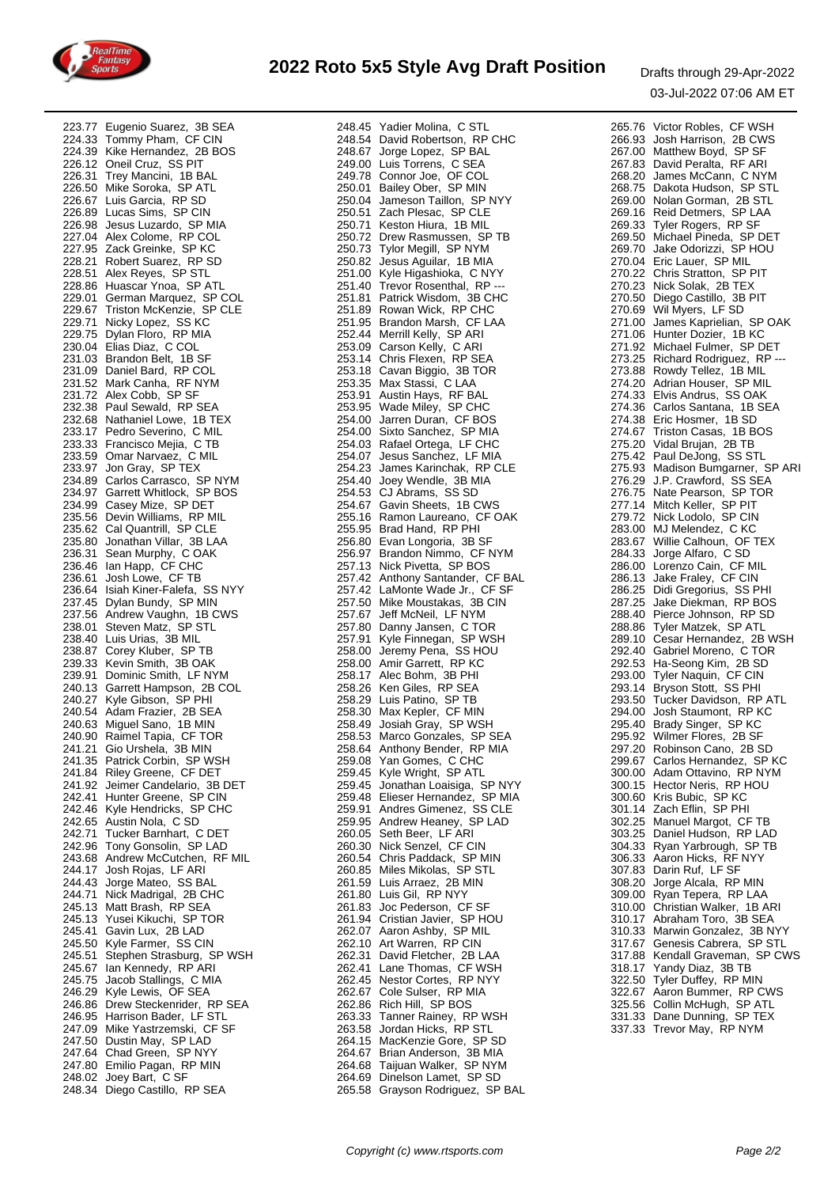# 2022 Roto 5x5 Style Avg Draft Position

Drafts through 29-Apr-2022

03-Jul-2022 07:06 AM ET

223.77 Eugenio Suarez, 3B SEA
224.33 Tommy Pham, CF CIN
224.39 Kike Hernandez, 2B BOS
226.12 Oneil Cruz, SS PIT
226.31 Trey Mancini, 1B BAL
226.50 Mike Soroka, SP ATL
226.67 Luis Garcia, RP SD
226.89 Lucas Sims, SP CIN
226.98 Jesus Luzardo, SP MIA
227.04 Alex Colome, RP COL
227.95 Zack Greinke, SP KC
228.21 Robert Suarez, RP SD
228.51 Alex Reyes, SP STL
228.86 Huascar Ynoa, SP ATL
229.01 German Marquez, SP COL
229.67 Triston McKenzie, SP CLE
229.71 Nicky Lopez, SS KC
229.75 Dylan Floro, RP MIA
230.04 Elias Diaz, C COL
231.03 Brandon Belt, 1B SF
231.09 Daniel Bard, RP COL
231.52 Mark Canha, RF NYM
231.72 Alex Cobb, SP SF
232.38 Paul Sewald, RP SEA
232.68 Nathaniel Lowe, 1B TEX
233.17 Pedro Severino, C MIL
233.33 Francisco Mejia, C TB
233.59 Omar Narvaez, C MIL
233.97 Jon Gray, SP TEX
234.89 Carlos Carrasco, SP NYM
234.97 Garrett Whitlock, SP BOS
234.99 Casey Mize, SP DET
235.56 Devin Williams, RP MIL
235.62 Cal Quantrill, SP CLE
235.80 Jonathan Villar, 3B LAA
236.31 Sean Murphy, C OAK
236.46 Ian Happ, CF CHC
236.61 Josh Lowe, CF TB
236.64 Isiah Kiner-Falefa, SS NYY
237.45 Dylan Bundy, SP MIN
237.56 Andrew Vaughn, 1B CWS
238.01 Steven Matz, SP STL
238.40 Luis Urias, 3B MIL
238.87 Corey Kluber, SP TB
239.33 Kevin Smith, 3B OAK
239.91 Dominic Smith, LF NYM
240.13 Garrett Hampson, 2B COL
240.27 Kyle Gibson, SP PHI
240.54 Adam Frazier, 2B SEA
240.63 Miguel Sano, 1B MIN
240.90 Raimel Tapia, CF TOR
241.21 Gio Urshela, 3B MIN
241.35 Patrick Corbin, SP WSH
241.84 Riley Greene, CF DET
241.92 Jeimer Candelario, 3B DET
242.41 Hunter Greene, SP CIN
242.46 Kyle Hendricks, SP CHC
242.65 Austin Nola, C SD
242.71 Tucker Barnhart, C DET
242.96 Tony Gonsolin, SP LAD
243.68 Andrew McCutchen, RF MIL
244.17 Josh Rojas, LF ARI
244.43 Jorge Mateo, SS BAL
244.71 Nick Madrigal, 2B CHC
245.13 Matt Brash, RP SEA
245.13 Yusei Kikuchi, SP TOR
245.41 Gavin Lux, 2B LAD
245.50 Kyle Farmer, SS CIN
245.51 Stephen Strasburg, SP WSH
245.67 Ian Kennedy, RP ARI
245.75 Jacob Stallings, C MIA
246.29 Kyle Lewis, OF SEA
246.86 Drew Steckenrider, RP SEA
246.95 Harrison Bader, LF STL
247.09 Mike Yastrzemski, CF SF
247.50 Dustin May, SP LAD
247.64 Chad Green, SP NYY
247.80 Emilio Pagan, RP MIN
248.02 Joey Bart, C SF
248.34 Diego Castillo, RP SEA
248.45 Yadier Molina, C STL
248.54 David Robertson, RP CHC
248.67 Jorge Lopez, SP BAL
249.00 Luis Torrens, C SEA
249.78 Connor Joe, OF COL
250.01 Bailey Ober, SP MIN
250.04 Jameson Taillon, SP NYY
250.51 Zach Plesac, SP CLE
250.71 Keston Hiura, 1B MIL
250.72 Drew Rasmussen, SP TB
250.73 Tylor Megill, SP NYM
250.82 Jesus Aguilar, 1B MIA
251.00 Kyle Higashioka, C NYY
251.40 Trevor Rosenthal, RP ---
251.81 Patrick Wisdom, 3B CHC
251.89 Rowan Wick, RP CHC
251.95 Brandon Marsh, CF LAA
252.44 Merrill Kelly, SP ARI
253.09 Carson Kelly, C ARI
253.14 Chris Flexen, RP SEA
253.18 Cavan Biggio, 3B TOR
253.35 Max Stassi, C LAA
253.91 Austin Hays, RF BAL
253.95 Wade Miley, SP CHC
254.00 Jarren Duran, CF BOS
254.00 Sixto Sanchez, SP MIA
254.03 Rafael Ortega, LF CHC
254.07 Jesus Sanchez, LF MIA
254.23 James Karinchak, RP CLE
254.40 Joey Wendle, 3B MIA
254.53 CJ Abrams, SS SD
254.67 Gavin Sheets, 1B CWS
255.16 Ramon Laureano, CF OAK
255.95 Brad Hand, RP PHI
256.80 Evan Longoria, 3B SF
256.97 Brandon Nimmo, CF NYM
257.13 Nick Pivetta, SP BOS
257.42 Anthony Santander, CF BAL
257.42 LaMonte Wade Jr., CF SF
257.50 Mike Moustakas, 3B CIN
257.67 Jeff McNeil, LF NYM
257.80 Danny Jansen, C TOR
257.91 Kyle Finnegan, SP WSH
258.00 Jeremy Pena, SS HOU
258.00 Amir Garrett, RP KC
258.17 Alec Bohm, 3B PHI
258.26 Ken Giles, RP SEA
258.29 Luis Patino, SP TB
258.30 Max Kepler, CF MIN
258.49 Josiah Gray, SP WSH
258.53 Marco Gonzales, SP SEA
258.64 Anthony Bender, RP MIA
259.08 Yan Gomes, C CHC
259.45 Kyle Wright, SP ATL
259.45 Jonathan Loaisiga, SP NYY
259.48 Elieser Hernandez, SP MIA
259.91 Andres Gimenez, SS CLE
259.95 Andrew Heaney, SP LAD
260.05 Seth Beer, LF ARI
260.30 Nick Senzel, CF CIN
260.54 Chris Paddack, SP MIN
260.85 Miles Mikolas, SP STL
261.59 Luis Arraez, 2B MIN
261.80 Luis Gil, RP NYY
261.83 Joc Pederson, CF SF
261.94 Cristian Javier, SP HOU
262.07 Aaron Ashby, SP MIL
262.10 Art Warren, RP CIN
262.31 David Fletcher, 2B LAA
262.41 Lane Thomas, CF WSH
262.45 Nestor Cortes, RP NYY
262.67 Cole Sulser, RP MIA
262.86 Rich Hill, SP BOS
263.33 Tanner Rainey, RP WSH
263.58 Jordan Hicks, RP STL
264.15 MacKenzie Gore, SP SD
264.67 Brian Anderson, 3B MIA
264.68 Taijuan Walker, SP NYM
264.69 Dinelson Lamet, SP SD
265.58 Grayson Rodriguez, SP BAL
265.76 Victor Robles, CF WSH
266.93 Josh Harrison, 2B CWS
267.00 Matthew Boyd, SP SF
267.83 David Peralta, RF ARI
268.20 James McCann, C NYM
268.75 Dakota Hudson, SP STL
269.00 Nolan Gorman, 2B STL
269.16 Reid Detmers, SP LAA
269.33 Tyler Rogers, RP SF
269.50 Michael Pineda, SP DET
269.70 Jake Odorizzi, SP HOU
270.04 Eric Lauer, SP MIL
270.22 Chris Stratton, SP PIT
270.23 Nick Solak, 2B TEX
270.50 Diego Castillo, 3B PIT
270.69 Wil Myers, LF SD
271.00 James Kaprielian, SP OAK
271.06 Hunter Dozier, 1B KC
271.92 Michael Fulmer, SP DET
273.25 Richard Rodriguez, RP ---
273.88 Rowdy Tellez, 1B MIL
274.20 Adrian Houser, SP MIL
274.33 Elvis Andrus, SS OAK
274.36 Carlos Santana, 1B SEA
274.38 Eric Hosmer, 1B SD
274.67 Triston Casas, 1B BOS
275.20 Vidal Brujan, 2B TB
275.42 Paul DeJong, SS STL
275.93 Madison Bumgarner, SP ARI
276.29 J.P. Crawford, SS SEA
276.75 Nate Pearson, SP TOR
277.14 Mitch Keller, SP PIT
279.72 Nick Lodolo, SP CIN
283.00 MJ Melendez, C KC
283.67 Willie Calhoun, OF TEX
284.33 Jorge Alfaro, C SD
286.00 Lorenzo Cain, CF MIL
286.13 Jake Fraley, CF CIN
286.25 Didi Gregorius, SS PHI
287.25 Jake Diekman, RP BOS
288.40 Pierce Johnson, RP SD
288.86 Tyler Matzek, SP ATL
289.10 Cesar Hernandez, 2B WSH
292.40 Gabriel Moreno, C TOR
292.53 Ha-Seong Kim, 2B SD
293.00 Tyler Naquin, CF CIN
293.14 Bryson Stott, SS PHI
293.50 Tucker Davidson, RP ATL
294.00 Josh Staumont, RP KC
295.40 Brady Singer, SP KC
295.92 Wilmer Flores, 2B SF
297.20 Robinson Cano, 2B SD
299.67 Carlos Hernandez, SP KC
300.00 Adam Ottavino, RP NYM
300.15 Hector Neris, RP HOU
300.60 Kris Bubic, SP KC
301.14 Zach Eflin, SP PHI
302.25 Manuel Margot, CF TB
303.25 Daniel Hudson, RP LAD
304.33 Ryan Yarbrough, SP TB
306.33 Aaron Hicks, RF NYY
307.83 Darin Ruf, LF SF
308.20 Jorge Alcala, RP MIN
309.00 Ryan Tepera, RP LAA
310.00 Christian Walker, 1B ARI
310.17 Abraham Toro, 3B SEA
310.33 Marwin Gonzalez, 3B NYY
317.67 Genesis Cabrera, SP STL
317.88 Kendall Graveman, SP CWS
318.17 Yandy Diaz, 3B TB
322.50 Tyler Duffey, RP MIN
322.67 Aaron Bummer, RP CWS
325.56 Collin McHugh, SP ATL
331.33 Dane Dunning, SP TEX
337.33 Trevor May, RP NYM

Copyright (c) www.rtsports.com